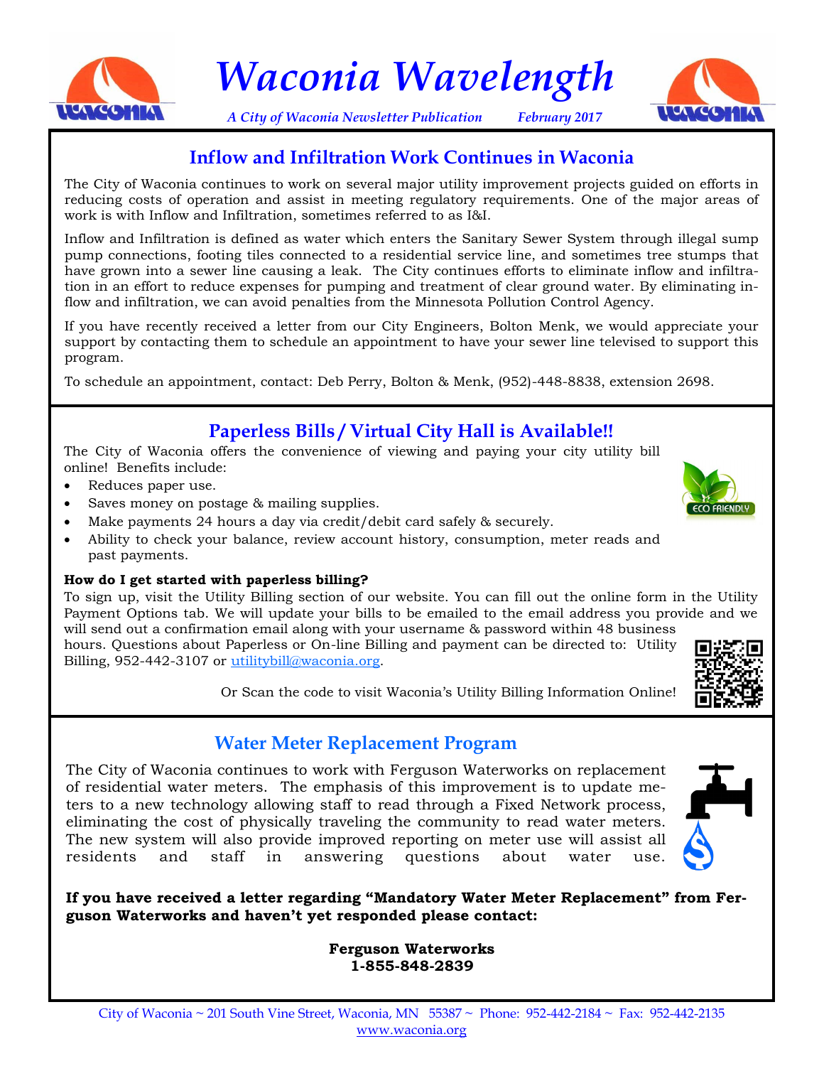# Waconia Wavelength

*A City of Waconia Newsletter Publication* *February 2017*

## Inflow and Infiltration Work Continues in Waconia

The City of Waconia continues to work on several major utility improvement projects guided on efforts in reducing costs of operation and assist in meeting regulatory requirements. One of the major areas of work is with Inflow and Infiltration, sometimes referred to as I&I.

Inflow and Infiltration is defined as water which enters the Sanitary Sewer System through illegal sump pump connections, footing tiles connected to a residential service line, and sometimes tree stumps that have grown into a sewer line causing a leak. The City continues efforts to eliminate inflow and infiltration in an effort to reduce expenses for pumping and treatment of clear ground water. By eliminating inflow and infiltration, we can avoid penalties from the Minnesota Pollution Control Agency.

If you have recently received a letter from our City Engineers, Bolton Menk, we would appreciate your support by contacting them to schedule an appointment to have your sewer line televised to support this program.

To schedule an appointment, contact: Deb Perry, Bolton & Menk, (952)-448-8838, extension 2698.

## Paperless Bills / Virtual City Hall is Available!!

The City of Waconia offers the convenience of viewing and paying your city utility bill online! Benefits include:

- Reduces paper use.
- Saves money on postage & mailing supplies.
- Make payments 24 hours a day via credit/debit card safely & securely.
- Ability to check your balance, review account history, consumption, meter reads and past payments.

**How do I get started with paperless billing?**

To sign up, visit the Utility Billing section of our website. You can fill out the online form in the Utility Payment Options tab. We will update your bills to be emailed to the email address you provide and we will send out a confirmation email along with your username & password within 48 business hours. Questions about Paperless or On-line Billing and payment can be directed to: Utility Billing, 952-442-3107 or utilitybill@waconia.org.

Or Scan the code to visit Waconia's Utility Billing Information Online!

## Water Meter Replacement Program

The City of Waconia continues to work with Ferguson Waterworks on replacement of residential water meters. The emphasis of this improvement is to update meters to a new technology allowing staff to read through a Fixed Network process, eliminating the cost of physically traveling the community to read water meters. The new system will also provide improved reporting on meter use will assist all residents and staff in answering questions about water use.

**If you have received a letter regarding "Mandatory Water Meter Replacement" from Ferguson Waterworks and haven't yet responded please contact:**

**Ferguson Waterworks**
**1-855-848-2839**

City of Waconia ~ 201 South Vine Street, Waconia, MN 55387 ~ Phone: 952-442-2184 ~ Fax: 952-442-2135
www.waconia.org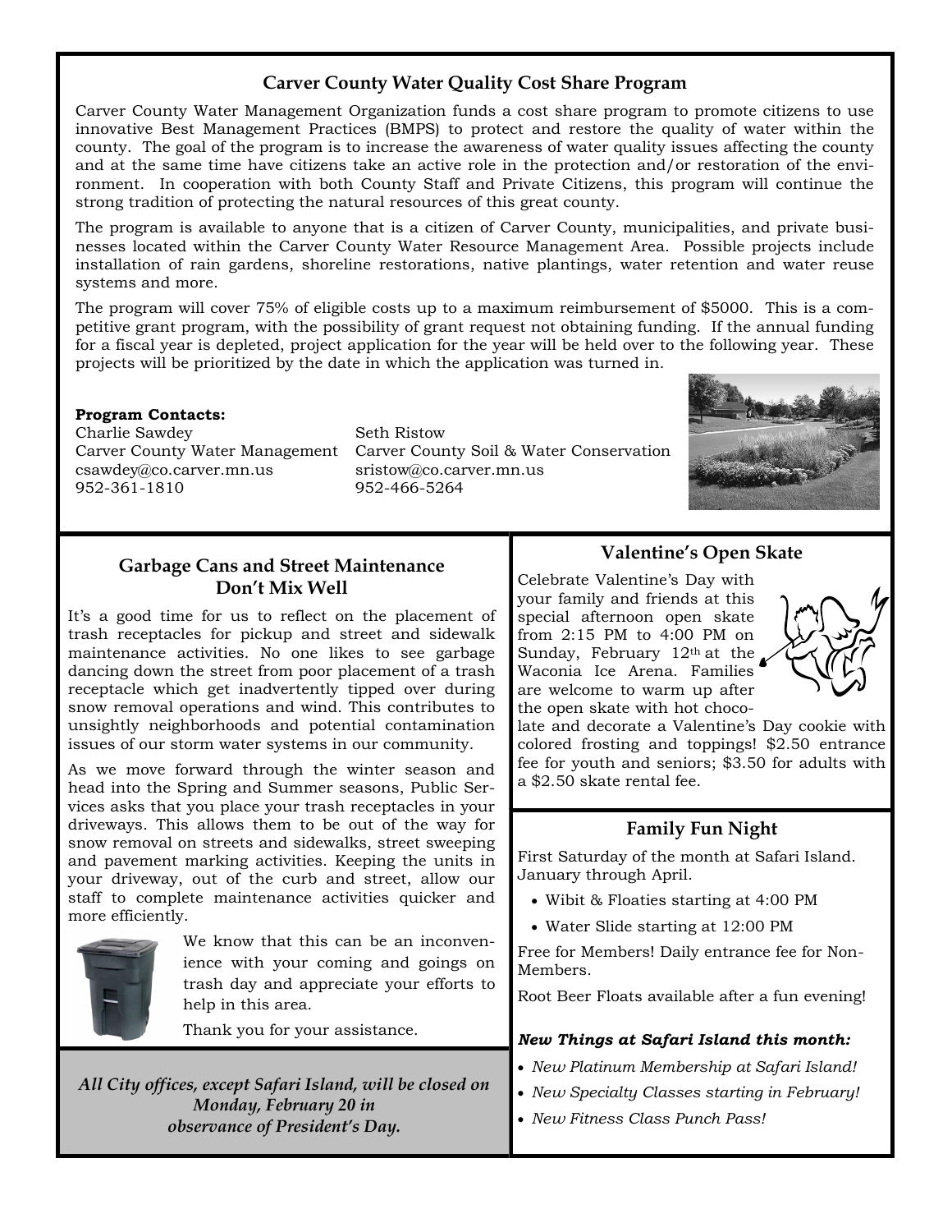## Carver County Water Quality Cost Share Program

Carver County Water Management Organization funds a cost share program to promote citizens to use innovative Best Management Practices (BMPS) to protect and restore the quality of water within the county. The goal of the program is to increase the awareness of water quality issues affecting the county and at the same time have citizens take an active role in the protection and/or restoration of the environment. In cooperation with both County Staff and Private Citizens, this program will continue the strong tradition of protecting the natural resources of this great county.

The program is available to anyone that is a citizen of Carver County, municipalities, and private businesses located within the Carver County Water Resource Management Area. Possible projects include installation of rain gardens, shoreline restorations, native plantings, water retention and water reuse systems and more.

The program will cover 75% of eligible costs up to a maximum reimbursement of $5000. This is a competitive grant program, with the possibility of grant request not obtaining funding. If the annual funding for a fiscal year is depleted, project application for the year will be held over to the following year. These projects will be prioritized by the date in which the application was turned in.

**Program Contacts:**

Charlie Sawdey
Carver County Water Management
csawdey@co.carver.mn.us
952-361-1810

Seth Ristow
Carver County Soil & Water Conservation
sristow@co.carver.mn.us
952-466-5264

## Garbage Cans and Street Maintenance Don't Mix Well

It's a good time for us to reflect on the placement of trash receptacles for pickup and street and sidewalk maintenance activities. No one likes to see garbage dancing down the street from poor placement of a trash receptacle which get inadvertently tipped over during snow removal operations and wind. This contributes to unsightly neighborhoods and potential contamination issues of our storm water systems in our community.

As we move forward through the winter season and head into the Spring and Summer seasons, Public Services asks that you place your trash receptacles in your driveways. This allows them to be out of the way for snow removal on streets and sidewalks, street sweeping and pavement marking activities. Keeping the units in your driveway, out of the curb and street, allow our staff to complete maintenance activities quicker and more efficiently.

We know that this can be an inconvenience with your coming and goings on trash day and appreciate your efforts to help in this area.

Thank you for your assistance.

*All City offices, except Safari Island, will be closed on Monday, February 20 in observance of President's Day.*

## Valentine's Open Skate

Celebrate Valentine's Day with your family and friends at this special afternoon open skate from 2:15 PM to 4:00 PM on Sunday, February 12th at the Waconia Ice Arena. Families are welcome to warm up after the open skate with hot chocolate and decorate a Valentine's Day cookie with colored frosting and toppings! $2.50 entrance fee for youth and seniors; $3.50 for adults with a $2.50 skate rental fee.

## Family Fun Night

First Saturday of the month at Safari Island. January through April.

- Wibit & Floaties starting at 4:00 PM
- Water Slide starting at 12:00 PM

Free for Members! Daily entrance fee for Non-Members.

Root Beer Floats available after a fun evening!

***New Things at Safari Island this month:***

- *New Platinum Membership at Safari Island!*
- *New Specialty Classes starting in February!*
- *New Fitness Class Punch Pass!*